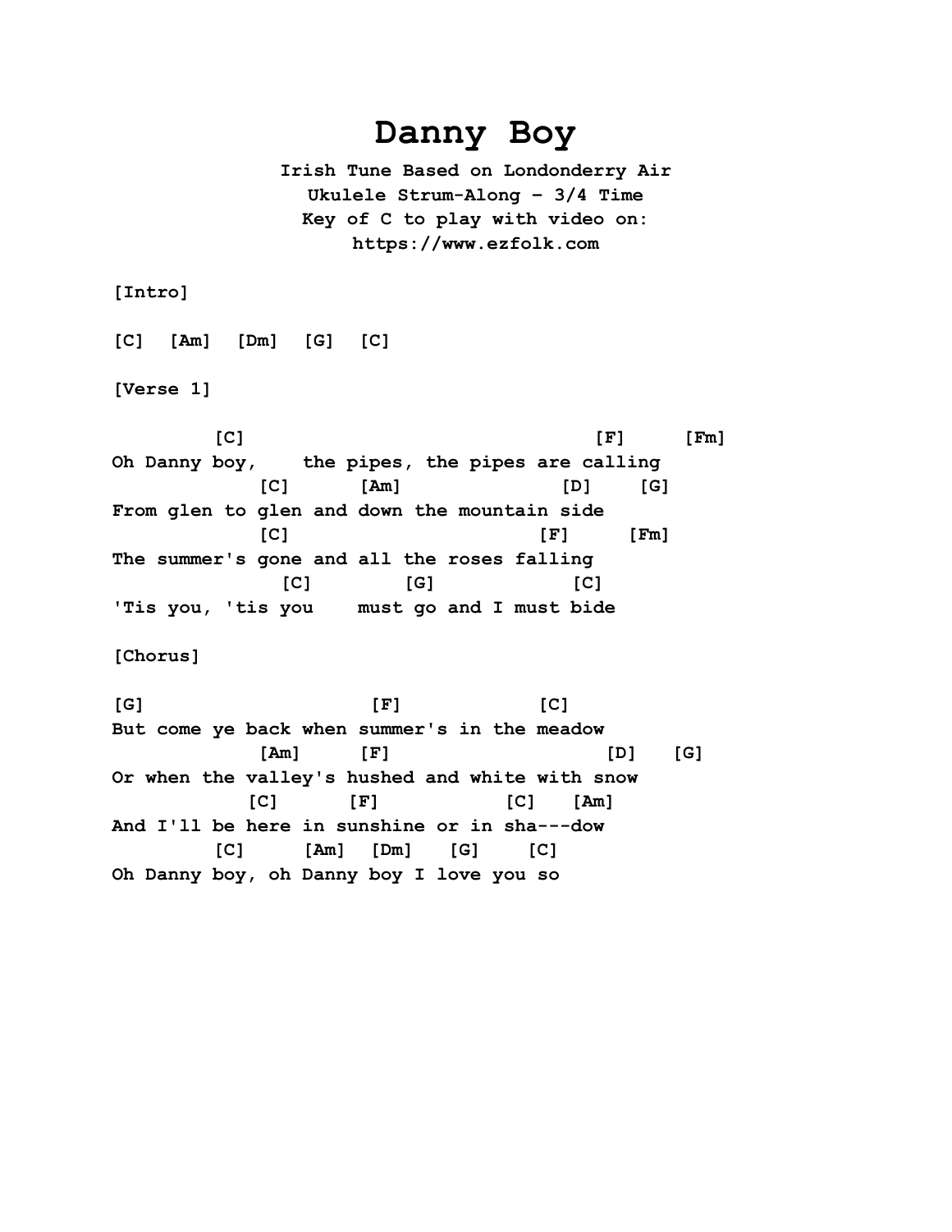# Danny Boy

**Irish Tune Based on Londonderry Air**
**Ukulele Strum-Along – 3/4 Time**
**Key of C to play with video on:**
**https://www.ezfolk.com**

**[Intro]**

```
[C]  [Am]  [Dm]  [G]  [C]
```

**[Verse 1]**

```
         [C]                              [F]      [Fm]
Oh Danny boy,    the pipes, the pipes are calling
             [C]      [Am]           [D]    [G]
From glen to glen and down the mountain side
             [C]                     [F]      [Fm]
The summer's gone and all the roses falling
               [C]        [G]             [C]
'Tis you, 'tis you    must go and I must bide
```

**[Chorus]**

```
[G]                     [F]           [C]
But come ye back when summer's in the meadow
             [Am]     [F]                  [D]   [G]
Or when the valley's hushed and white with snow
            [C]      [F]           [C]   [Am]
And I'll be here in sunshine or in sha---dow
         [C]     [Am]  [Dm]   [G]    [C]
Oh Danny boy, oh Danny boy I love you so
```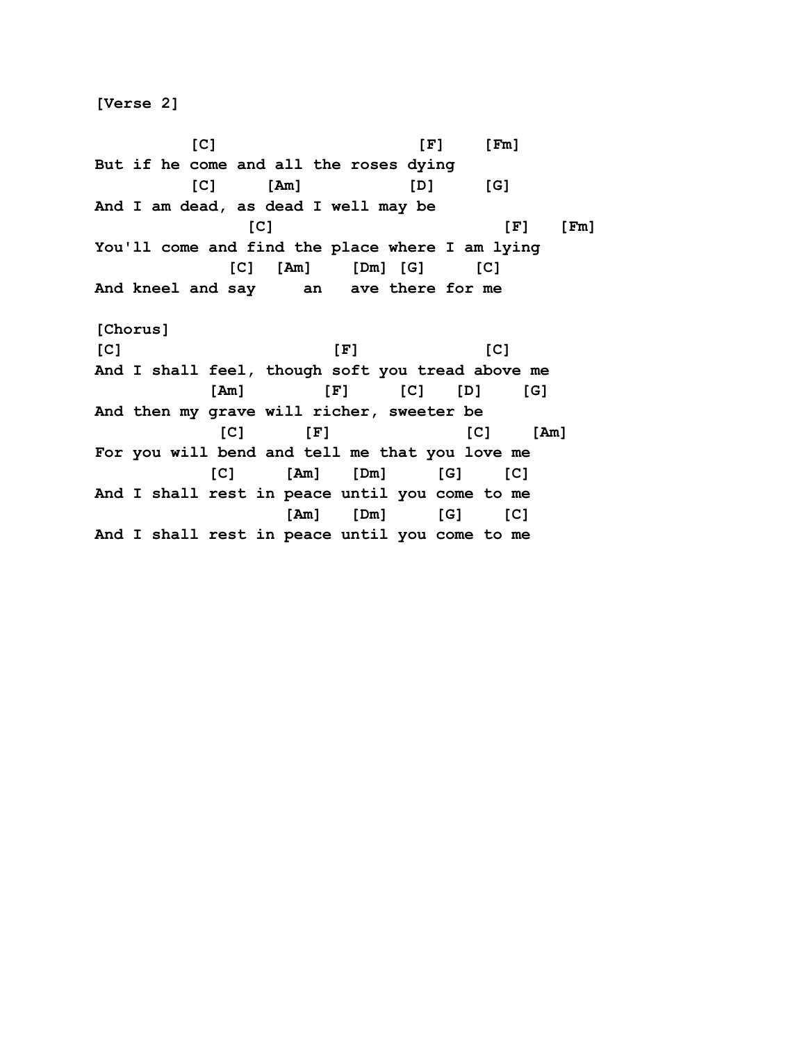```
[Verse 2]

          [C]                       [F]    [Fm]
But if he come and all the roses dying
          [C]     [Am]          [D]     [G]
And I am dead, as dead I well may be
                [C]                          [F]   [Fm]
You'll come and find the place where I am lying
              [C]  [Am]    [Dm] [G]     [C]
And kneel and say     an   ave there for me

[Chorus]
[C]                      [F]             [C]
And I shall feel, though soft you tread above me
            [Am]        [F]     [C]   [D]    [G]
And then my grave will richer, sweeter be
             [C]      [F]              [C]    [Am]
For you will bend and tell me that you love me
            [C]     [Am]   [Dm]     [G]    [C]
And I shall rest in peace until you come to me
                    [Am]   [Dm]     [G]    [C]
And I shall rest in peace until you come to me
```